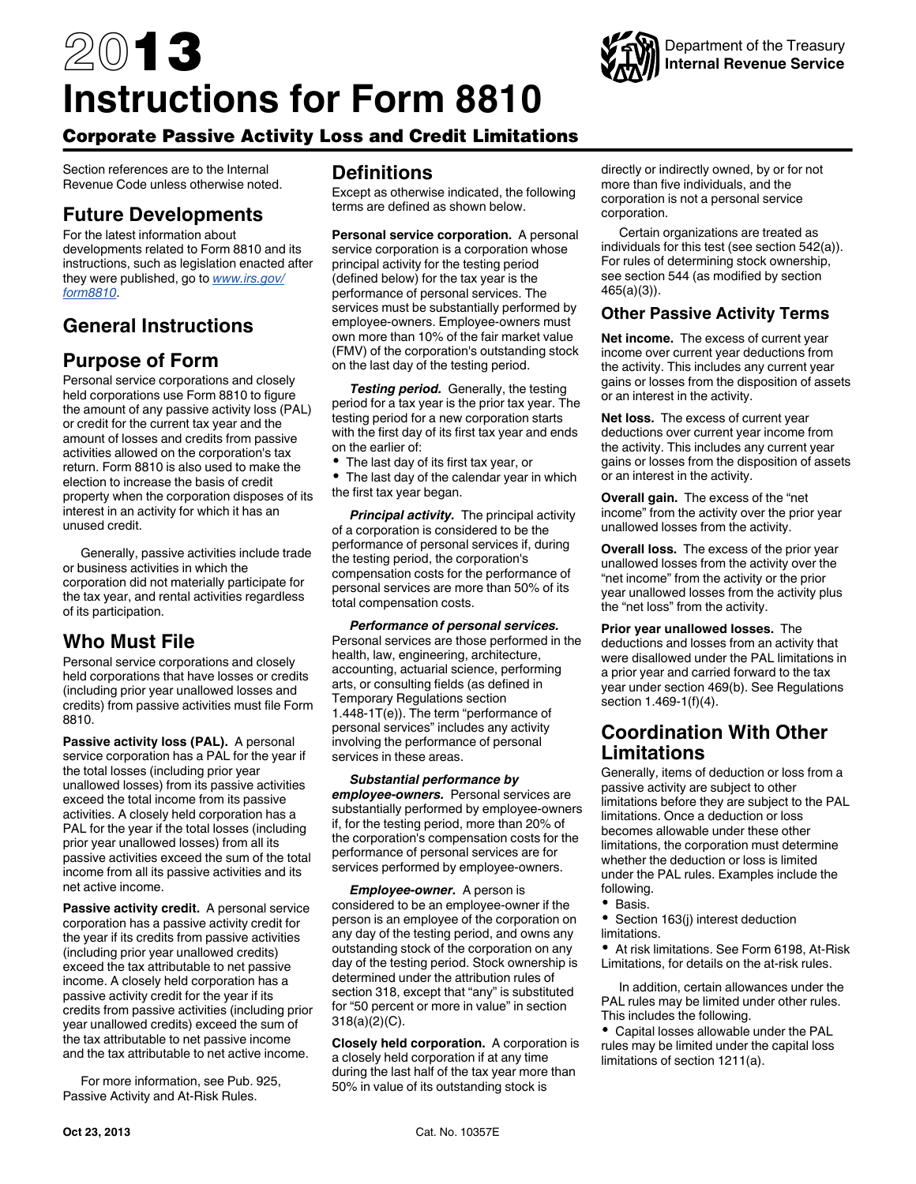# 2013 Instructions for Form 8810

Department of the Treasury
Internal Revenue Service

## Corporate Passive Activity Loss and Credit Limitations

Section references are to the Internal Revenue Code unless otherwise noted.

## Future Developments

For the latest information about developments related to Form 8810 and its instructions, such as legislation enacted after they were published, go to *www.irs.gov/form8810*.

## General Instructions

## Purpose of Form

Personal service corporations and closely held corporations use Form 8810 to figure the amount of any passive activity loss (PAL) or credit for the current tax year and the amount of losses and credits from passive activities allowed on the corporation's tax return. Form 8810 is also used to make the election to increase the basis of credit property when the corporation disposes of its interest in an activity for which it has an unused credit.

Generally, passive activities include trade or business activities in which the corporation did not materially participate for the tax year, and rental activities regardless of its participation.

## Who Must File

Personal service corporations and closely held corporations that have losses or credits (including prior year unallowed losses and credits) from passive activities must file Form 8810.

**Passive activity loss (PAL).** A personal service corporation has a PAL for the year if the total losses (including prior year unallowed losses) from its passive activities exceed the total income from its passive activities. A closely held corporation has a PAL for the year if the total losses (including prior year unallowed losses) from all its passive activities exceed the sum of the total income from all its passive activities and its net active income.

**Passive activity credit.** A personal service corporation has a passive activity credit for the year if its credits from passive activities (including prior year unallowed credits) exceed the tax attributable to net passive income. A closely held corporation has a passive activity credit for the year if its credits from passive activities (including prior year unallowed credits) exceed the sum of the tax attributable to net passive income and the tax attributable to net active income.

For more information, see Pub. 925, Passive Activity and At-Risk Rules.

## Definitions

Except as otherwise indicated, the following terms are defined as shown below.

**Personal service corporation.** A personal service corporation is a corporation whose principal activity for the testing period (defined below) for the tax year is the performance of personal services. The services must be substantially performed by employee-owners. Employee-owners must own more than 10% of the fair market value (FMV) of the corporation's outstanding stock on the last day of the testing period.

***Testing period.*** Generally, the testing period for a tax year is the prior tax year. The testing period for a new corporation starts with the first day of its first tax year and ends on the earlier of:

- The last day of its first tax year, or
- The last day of the calendar year in which the first tax year began.

***Principal activity.*** The principal activity of a corporation is considered to be the performance of personal services if, during the testing period, the corporation's compensation costs for the performance of personal services are more than 50% of its total compensation costs.

***Performance of personal services.*** Personal services are those performed in the health, law, engineering, architecture, accounting, actuarial science, performing arts, or consulting fields (as defined in Temporary Regulations section 1.448-1T(e)). The term "performance of personal services" includes any activity involving the performance of personal services in these areas.

***Substantial performance by employee-owners.*** Personal services are substantially performed by employee-owners if, for the testing period, more than 20% of the corporation's compensation costs for the performance of personal services are for services performed by employee-owners.

***Employee-owner.*** A person is considered to be an employee-owner if the person is an employee of the corporation on any day of the testing period, and owns any outstanding stock of the corporation on any day of the testing period. Stock ownership is determined under the attribution rules of section 318, except that "any" is substituted for "50 percent or more in value" in section 318(a)(2)(C).

**Closely held corporation.** A corporation is a closely held corporation if at any time during the last half of the tax year more than 50% in value of its outstanding stock is directly or indirectly owned, by or for not more than five individuals, and the corporation is not a personal service corporation.

Certain organizations are treated as individuals for this test (see section 542(a)). For rules of determining stock ownership, see section 544 (as modified by section 465(a)(3)).

### Other Passive Activity Terms

**Net income.** The excess of current year income over current year deductions from the activity. This includes any current year gains or losses from the disposition of assets or an interest in the activity.

**Net loss.** The excess of current year deductions over current year income from the activity. This includes any current year gains or losses from the disposition of assets or an interest in the activity.

**Overall gain.** The excess of the "net income" from the activity over the prior year unallowed losses from the activity.

**Overall loss.** The excess of the prior year unallowed losses from the activity over the "net income" from the activity or the prior year unallowed losses from the activity plus the "net loss" from the activity.

**Prior year unallowed losses.** The deductions and losses from an activity that were disallowed under the PAL limitations in a prior year and carried forward to the tax year under section 469(b). See Regulations section 1.469-1(f)(4).

## Coordination With Other Limitations

Generally, items of deduction or loss from a passive activity are subject to other limitations before they are subject to the PAL limitations. Once a deduction or loss becomes allowable under these other limitations, the corporation must determine whether the deduction or loss is limited under the PAL rules. Examples include the following.

- Basis.
- Section 163(j) interest deduction limitations.
- At risk limitations. See Form 6198, At-Risk Limitations, for details on the at-risk rules.

In addition, certain allowances under the PAL rules may be limited under other rules. This includes the following.

- Capital losses allowable under the PAL rules may be limited under the capital loss limitations of section 1211(a).

Oct 23, 2013 Cat. No. 10357E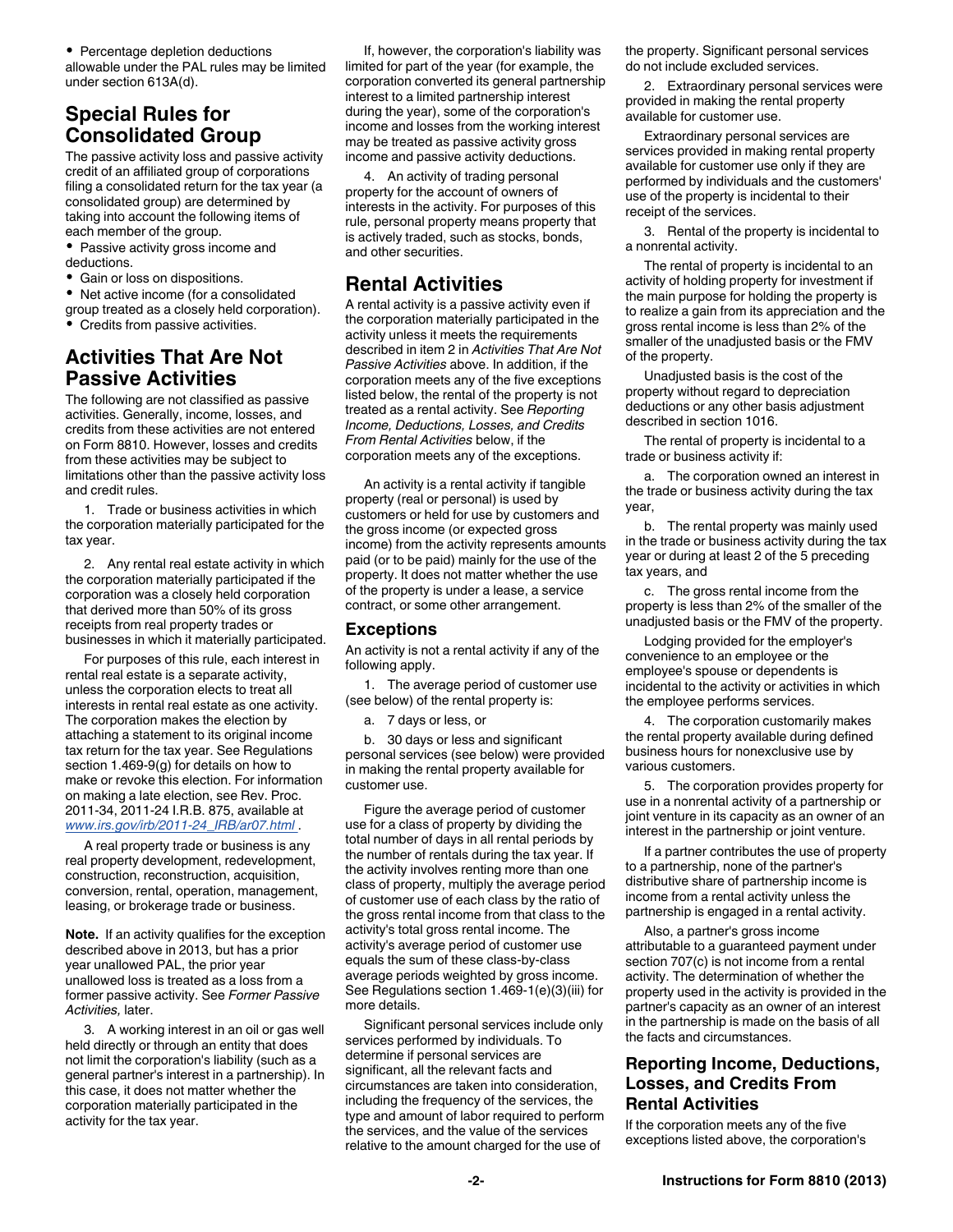- Percentage depletion deductions allowable under the PAL rules may be limited under section 613A(d).

## Special Rules for Consolidated Group

The passive activity loss and passive activity credit of an affiliated group of corporations filing a consolidated return for the tax year (a consolidated group) are determined by taking into account the following items of each member of the group.

- Passive activity gross income and deductions.
- Gain or loss on dispositions.
- Net active income (for a consolidated group treated as a closely held corporation).
- Credits from passive activities.

## Activities That Are Not Passive Activities

The following are not classified as passive activities. Generally, income, losses, and credits from these activities are not entered on Form 8810. However, losses and credits from these activities may be subject to limitations other than the passive activity loss and credit rules.

1. Trade or business activities in which the corporation materially participated for the tax year.

2. Any rental real estate activity in which the corporation materially participated if the corporation was a closely held corporation that derived more than 50% of its gross receipts from real property trades or businesses in which it materially participated.

For purposes of this rule, each interest in rental real estate is a separate activity, unless the corporation elects to treat all interests in rental real estate as one activity. The corporation makes the election by attaching a statement to its original income tax return for the tax year. See Regulations section 1.469-9(g) for details on how to make or revoke this election. For information on making a late election, see Rev. Proc. 2011-34, 2011-24 I.R.B. 875, available at *www.irs.gov/irb/2011-24_IRB/ar07.html* .

A real property trade or business is any real property development, redevelopment, construction, reconstruction, acquisition, conversion, rental, operation, management, leasing, or brokerage trade or business.

**Note.** If an activity qualifies for the exception described above in 2013, but has a prior year unallowed PAL, the prior year unallowed loss is treated as a loss from a former passive activity. See *Former Passive Activities,* later.

3. A working interest in an oil or gas well held directly or through an entity that does not limit the corporation's liability (such as a general partner's interest in a partnership). In this case, it does not matter whether the corporation materially participated in the activity for the tax year.

If, however, the corporation's liability was limited for part of the year (for example, the corporation converted its general partnership interest to a limited partnership interest during the year), some of the corporation's income and losses from the working interest may be treated as passive activity gross income and passive activity deductions.

4. An activity of trading personal property for the account of owners of interests in the activity. For purposes of this rule, personal property means property that is actively traded, such as stocks, bonds, and other securities.

## Rental Activities

A rental activity is a passive activity even if the corporation materially participated in the activity unless it meets the requirements described in item 2 in *Activities That Are Not Passive Activities* above. In addition, if the corporation meets any of the five exceptions listed below, the rental of the property is not treated as a rental activity. See *Reporting Income, Deductions, Losses, and Credits From Rental Activities* below, if the corporation meets any of the exceptions.

An activity is a rental activity if tangible property (real or personal) is used by customers or held for use by customers and the gross income (or expected gross income) from the activity represents amounts paid (or to be paid) mainly for the use of the property. It does not matter whether the use of the property is under a lease, a service contract, or some other arrangement.

### Exceptions

An activity is not a rental activity if any of the following apply.

1. The average period of customer use (see below) of the rental property is:

a. 7 days or less, or

b. 30 days or less and significant personal services (see below) were provided in making the rental property available for customer use.

Figure the average period of customer use for a class of property by dividing the total number of days in all rental periods by the number of rentals during the tax year. If the activity involves renting more than one class of property, multiply the average period of customer use of each class by the ratio of the gross rental income from that class to the activity's total gross rental income. The activity's average period of customer use equals the sum of these class-by-class average periods weighted by gross income. See Regulations section 1.469-1(e)(3)(iii) for more details.

Significant personal services include only services performed by individuals. To determine if personal services are significant, all the relevant facts and circumstances are taken into consideration, including the frequency of the services, the type and amount of labor required to perform the services, and the value of the services relative to the amount charged for the use of the property. Significant personal services do not include excluded services.

2. Extraordinary personal services were provided in making the rental property available for customer use.

Extraordinary personal services are services provided in making rental property available for customer use only if they are performed by individuals and the customers' use of the property is incidental to their receipt of the services.

3. Rental of the property is incidental to a nonrental activity.

The rental of property is incidental to an activity of holding property for investment if the main purpose for holding the property is to realize a gain from its appreciation and the gross rental income is less than 2% of the smaller of the unadjusted basis or the FMV of the property.

Unadjusted basis is the cost of the property without regard to depreciation deductions or any other basis adjustment described in section 1016.

The rental of property is incidental to a trade or business activity if:

a. The corporation owned an interest in the trade or business activity during the tax year,

b. The rental property was mainly used in the trade or business activity during the tax year or during at least 2 of the 5 preceding tax years, and

c. The gross rental income from the property is less than 2% of the smaller of the unadjusted basis or the FMV of the property.

Lodging provided for the employer's convenience to an employee or the employee's spouse or dependents is incidental to the activity or activities in which the employee performs services.

4. The corporation customarily makes the rental property available during defined business hours for nonexclusive use by various customers.

5. The corporation provides property for use in a nonrental activity of a partnership or joint venture in its capacity as an owner of an interest in the partnership or joint venture.

If a partner contributes the use of property to a partnership, none of the partner's distributive share of partnership income is income from a rental activity unless the partnership is engaged in a rental activity.

Also, a partner's gross income attributable to a guaranteed payment under section 707(c) is not income from a rental activity. The determination of whether the property used in the activity is provided in the partner's capacity as an owner of an interest in the partnership is made on the basis of all the facts and circumstances.

### Reporting Income, Deductions, Losses, and Credits From Rental Activities

If the corporation meets any of the five exceptions listed above, the corporation's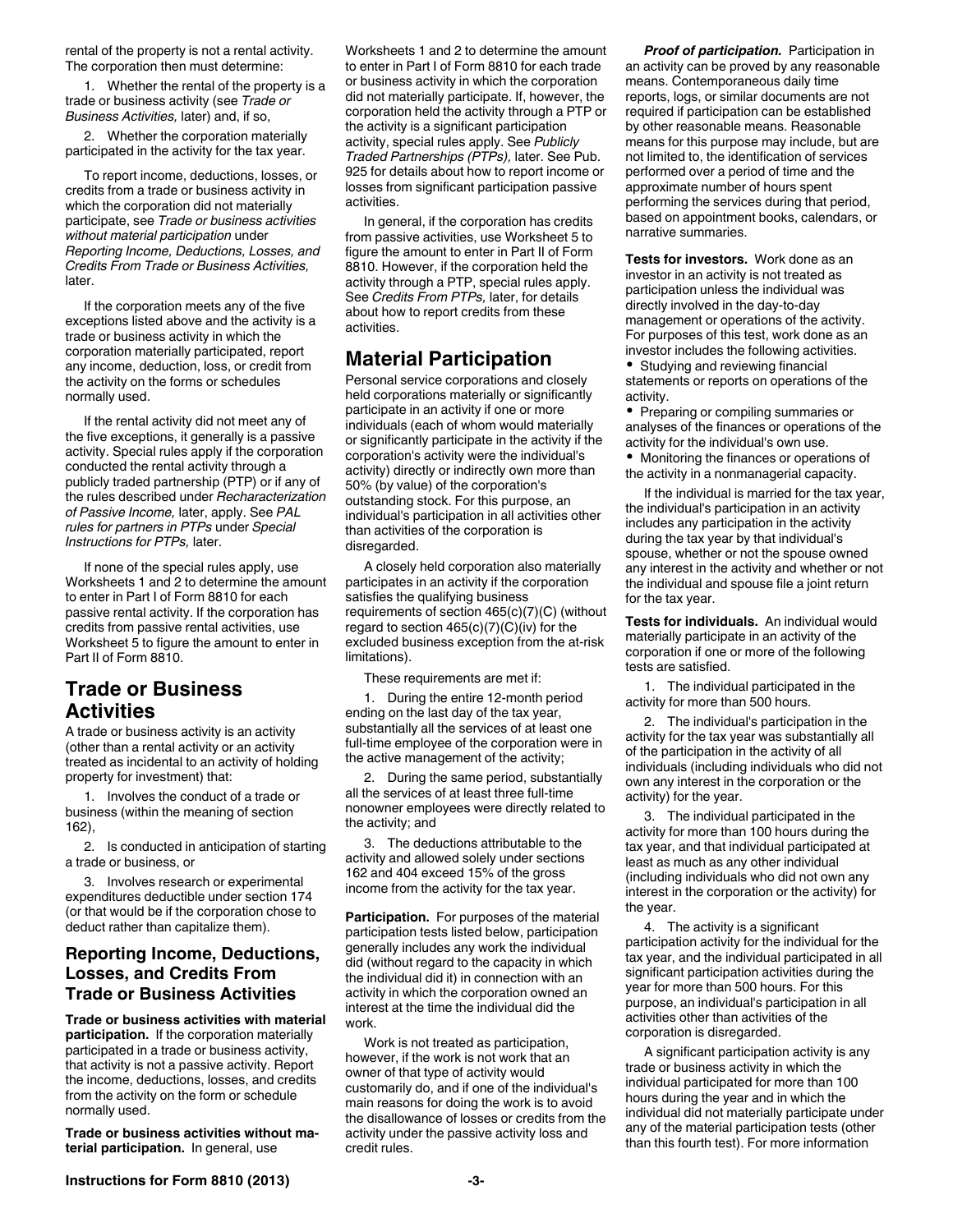rental of the property is not a rental activity. The corporation then must determine:

1. Whether the rental of the property is a trade or business activity (see *Trade or Business Activities,* later) and, if so,

2. Whether the corporation materially participated in the activity for the tax year.

To report income, deductions, losses, or credits from a trade or business activity in which the corporation did not materially participate, see *Trade or business activities without material participation* under *Reporting Income, Deductions, Losses, and Credits From Trade or Business Activities,* later.

If the corporation meets any of the five exceptions listed above and the activity is a trade or business activity in which the corporation materially participated, report any income, deduction, loss, or credit from the activity on the forms or schedules normally used.

If the rental activity did not meet any of the five exceptions, it generally is a passive activity. Special rules apply if the corporation conducted the rental activity through a publicly traded partnership (PTP) or if any of the rules described under *Recharacterization of Passive Income,* later, apply. See *PAL rules for partners in PTPs* under *Special Instructions for PTPs,* later.

If none of the special rules apply, use Worksheets 1 and 2 to determine the amount to enter in Part I of Form 8810 for each passive rental activity. If the corporation has credits from passive rental activities, use Worksheet 5 to figure the amount to enter in Part II of Form 8810.

## Trade or Business Activities

A trade or business activity is an activity (other than a rental activity or an activity treated as incidental to an activity of holding property for investment) that:

1. Involves the conduct of a trade or business (within the meaning of section 162),

2. Is conducted in anticipation of starting a trade or business, or

3. Involves research or experimental expenditures deductible under section 174 (or that would be if the corporation chose to deduct rather than capitalize them).

### Reporting Income, Deductions, Losses, and Credits From Trade or Business Activities

**Trade or business activities with material participation.** If the corporation materially participated in a trade or business activity, that activity is not a passive activity. Report the income, deductions, losses, and credits from the activity on the form or schedule normally used.

**Trade or business activities without material participation.** In general, use Worksheets 1 and 2 to determine the amount to enter in Part I of Form 8810 for each trade or business activity in which the corporation did not materially participate. If, however, the corporation held the activity through a PTP or the activity is a significant participation activity, special rules apply. See *Publicly Traded Partnerships (PTPs),* later. See Pub. 925 for details about how to report income or losses from significant participation passive activities.

In general, if the corporation has credits from passive activities, use Worksheet 5 to figure the amount to enter in Part II of Form 8810. However, if the corporation held the activity through a PTP, special rules apply. See *Credits From PTPs,* later, for details about how to report credits from these activities.

## Material Participation

Personal service corporations and closely held corporations materially or significantly participate in an activity if one or more individuals (each of whom would materially or significantly participate in the activity if the corporation's activity were the individual's activity) directly or indirectly own more than 50% (by value) of the corporation's outstanding stock. For this purpose, an individual's participation in all activities other than activities of the corporation is disregarded.

A closely held corporation also materially participates in an activity if the corporation satisfies the qualifying business requirements of section 465(c)(7)(C) (without regard to section 465(c)(7)(C)(iv) for the excluded business exception from the at-risk limitations).

These requirements are met if:

1. During the entire 12-month period ending on the last day of the tax year, substantially all the services of at least one full-time employee of the corporation were in the active management of the activity;

2. During the same period, substantially all the services of at least three full-time nonowner employees were directly related to the activity; and

3. The deductions attributable to the activity and allowed solely under sections 162 and 404 exceed 15% of the gross income from the activity for the tax year.

**Participation.** For purposes of the material participation tests listed below, participation generally includes any work the individual did (without regard to the capacity in which the individual did it) in connection with an activity in which the corporation owned an interest at the time the individual did the work.

Work is not treated as participation, however, if the work is not work that an owner of that type of activity would customarily do, and if one of the individual's main reasons for doing the work is to avoid the disallowance of losses or credits from the activity under the passive activity loss and credit rules.

***Proof of participation.*** Participation in an activity can be proved by any reasonable means. Contemporaneous daily time reports, logs, or similar documents are not required if participation can be established by other reasonable means. Reasonable means for this purpose may include, but are not limited to, the identification of services performed over a period of time and the approximate number of hours spent performing the services during that period, based on appointment books, calendars, or narrative summaries.

**Tests for investors.** Work done as an investor in an activity is not treated as participation unless the individual was directly involved in the day-to-day management or operations of the activity. For purposes of this test, work done as an investor includes the following activities.

- Studying and reviewing financial statements or reports on operations of the activity.
- Preparing or compiling summaries or analyses of the finances or operations of the activity for the individual's own use.
- Monitoring the finances or operations of the activity in a nonmanagerial capacity.

If the individual is married for the tax year, the individual's participation in an activity includes any participation in the activity during the tax year by that individual's spouse, whether or not the spouse owned any interest in the activity and whether or not the individual and spouse file a joint return for the tax year.

**Tests for individuals.** An individual would materially participate in an activity of the corporation if one or more of the following tests are satisfied.

1. The individual participated in the activity for more than 500 hours.

2. The individual's participation in the activity for the tax year was substantially all of the participation in the activity of all individuals (including individuals who did not own any interest in the corporation or the activity) for the year.

3. The individual participated in the activity for more than 100 hours during the tax year, and that individual participated at least as much as any other individual (including individuals who did not own any interest in the corporation or the activity) for the year.

4. The activity is a significant participation activity for the individual for the tax year, and the individual participated in all significant participation activities during the year for more than 500 hours. For this purpose, an individual's participation in all activities other than activities of the corporation is disregarded.

A significant participation activity is any trade or business activity in which the individual participated for more than 100 hours during the year and in which the individual did not materially participate under any of the material participation tests (other than this fourth test). For more information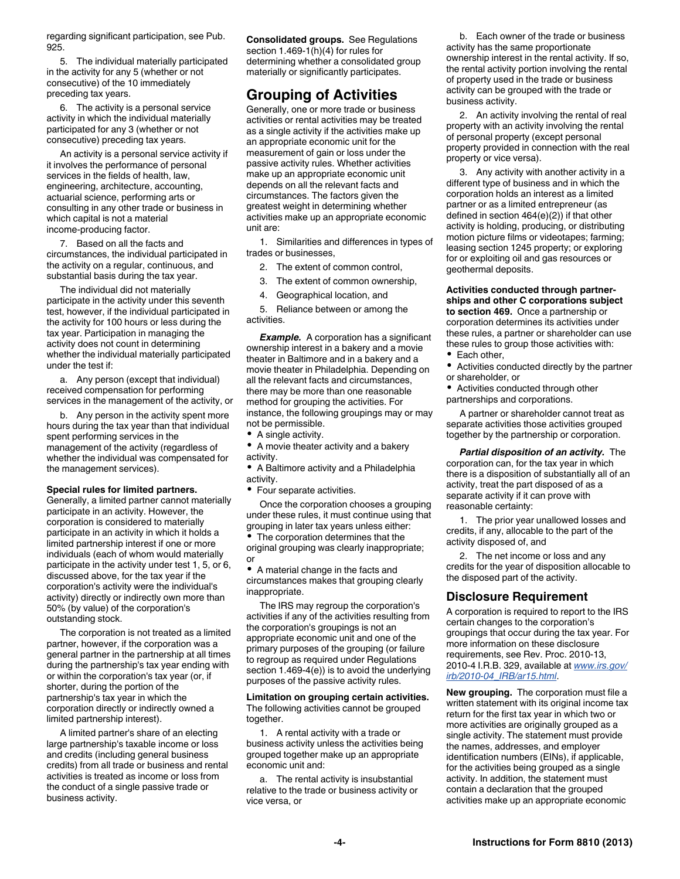regarding significant participation, see Pub. 925.

5. The individual materially participated in the activity for any 5 (whether or not consecutive) of the 10 immediately preceding tax years.

6. The activity is a personal service activity in which the individual materially participated for any 3 (whether or not consecutive) preceding tax years.

An activity is a personal service activity if it involves the performance of personal services in the fields of health, law, engineering, architecture, accounting, actuarial science, performing arts or consulting in any other trade or business in which capital is not a material income-producing factor.

7. Based on all the facts and circumstances, the individual participated in the activity on a regular, continuous, and substantial basis during the tax year.

The individual did not materially participate in the activity under this seventh test, however, if the individual participated in the activity for 100 hours or less during the tax year. Participation in managing the activity does not count in determining whether the individual materially participated under the test if:

a. Any person (except that individual) received compensation for performing services in the management of the activity, or

b. Any person in the activity spent more hours during the tax year than that individual spent performing services in the management of the activity (regardless of whether the individual was compensated for the management services).

**Special rules for limited partners.** Generally, a limited partner cannot materially participate in an activity. However, the corporation is considered to materially participate in an activity in which it holds a limited partnership interest if one or more individuals (each of whom would materially participate in the activity under test 1, 5, or 6, discussed above, for the tax year if the corporation's activity were the individual's activity) directly or indirectly own more than 50% (by value) of the corporation's outstanding stock.

The corporation is not treated as a limited partner, however, if the corporation was a general partner in the partnership at all times during the partnership's tax year ending with or within the corporation's tax year (or, if shorter, during the portion of the partnership's tax year in which the corporation directly or indirectly owned a limited partnership interest).

A limited partner's share of an electing large partnership's taxable income or loss and credits (including general business credits) from all trade or business and rental activities is treated as income or loss from the conduct of a single passive trade or business activity.

**Consolidated groups.** See Regulations section 1.469-1(h)(4) for rules for determining whether a consolidated group materially or significantly participates.

## Grouping of Activities

Generally, one or more trade or business activities or rental activities may be treated as a single activity if the activities make up an appropriate economic unit for the measurement of gain or loss under the passive activity rules. Whether activities make up an appropriate economic unit depends on all the relevant facts and circumstances. The factors given the greatest weight in determining whether activities make up an appropriate economic unit are:

1. Similarities and differences in types of trades or businesses,
2. The extent of common control,
3. The extent of common ownership,
4. Geographical location, and
5. Reliance between or among the activities.

***Example.*** A corporation has a significant ownership interest in a bakery and a movie theater in Baltimore and in a bakery and a movie theater in Philadelphia. Depending on all the relevant facts and circumstances, there may be more than one reasonable method for grouping the activities. For instance, the following groupings may or may not be permissible.

- A single activity.
- A movie theater activity and a bakery activity.
- A Baltimore activity and a Philadelphia activity.
- Four separate activities.

Once the corporation chooses a grouping under these rules, it must continue using that grouping in later tax years unless either:

- The corporation determines that the original grouping was clearly inappropriate; or
- A material change in the facts and circumstances makes that grouping clearly inappropriate.

The IRS may regroup the corporation's activities if any of the activities resulting from the corporation's groupings is not an appropriate economic unit and one of the primary purposes of the grouping (or failure to regroup as required under Regulations section 1.469-4(e)) is to avoid the underlying purposes of the passive activity rules.

**Limitation on grouping certain activities.** The following activities cannot be grouped together.

1. A rental activity with a trade or business activity unless the activities being grouped together make up an appropriate economic unit and:

a. The rental activity is insubstantial relative to the trade or business activity or vice versa, or

b. Each owner of the trade or business activity has the same proportionate ownership interest in the rental activity. If so, the rental activity portion involving the rental of property used in the trade or business activity can be grouped with the trade or business activity.

2. An activity involving the rental of real property with an activity involving the rental of personal property (except personal property provided in connection with the real property or vice versa).

3. Any activity with another activity in a different type of business and in which the corporation holds an interest as a limited partner or as a limited entrepreneur (as defined in section 464(e)(2)) if that other activity is holding, producing, or distributing motion picture films or videotapes; farming; leasing section 1245 property; or exploring for or exploiting oil and gas resources or geothermal deposits.

**Activities conducted through partnerships and other C corporations subject to section 469.** Once a partnership or corporation determines its activities under these rules, a partner or shareholder can use these rules to group those activities with:

- Each other,
- Activities conducted directly by the partner or shareholder, or
- Activities conducted through other partnerships and corporations.

A partner or shareholder cannot treat as separate activities those activities grouped together by the partnership or corporation.

***Partial disposition of an activity.*** The corporation can, for the tax year in which there is a disposition of substantially all of an activity, treat the part disposed of as a separate activity if it can prove with reasonable certainty:

1. The prior year unallowed losses and credits, if any, allocable to the part of the activity disposed of, and
2. The net income or loss and any credits for the year of disposition allocable to the disposed part of the activity.

### Disclosure Requirement

A corporation is required to report to the IRS certain changes to the corporation's groupings that occur during the tax year. For more information on these disclosure requirements, see Rev. Proc. 2010-13, 2010-4 I.R.B. 329, available at www.irs.gov/irb/2010-04_IRB/ar15.html.

**New grouping.** The corporation must file a written statement with its original income tax return for the first tax year in which two or more activities are originally grouped as a single activity. The statement must provide the names, addresses, and employer identification numbers (EINs), if applicable, for the activities being grouped as a single activity. In addition, the statement must contain a declaration that the grouped activities make up an appropriate economic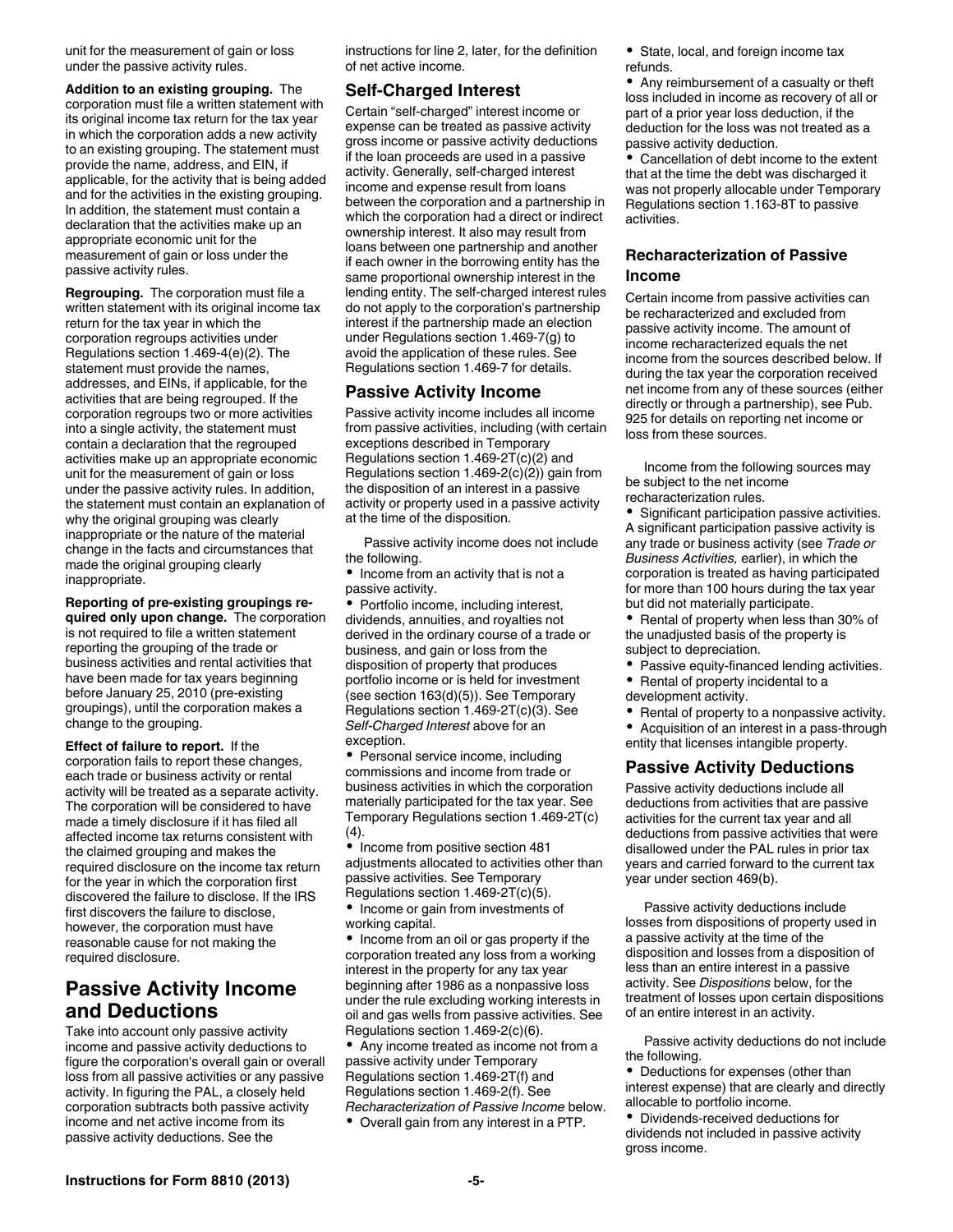unit for the measurement of gain or loss under the passive activity rules.

**Addition to an existing grouping.** The corporation must file a written statement with its original income tax return for the tax year in which the corporation adds a new activity to an existing grouping. The statement must provide the name, address, and EIN, if applicable, for the activity that is being added and for the activities in the existing grouping. In addition, the statement must contain a declaration that the activities make up an appropriate economic unit for the measurement of gain or loss under the passive activity rules.

**Regrouping.** The corporation must file a written statement with its original income tax return for the tax year in which the corporation regroups activities under Regulations section 1.469-4(e)(2). The statement must provide the names, addresses, and EINs, if applicable, for the activities that are being regrouped. If the corporation regroups two or more activities into a single activity, the statement must contain a declaration that the regrouped activities make up an appropriate economic unit for the measurement of gain or loss under the passive activity rules. In addition, the statement must contain an explanation of why the original grouping was clearly inappropriate or the nature of the material change in the facts and circumstances that made the original grouping clearly inappropriate.

**Reporting of pre-existing groupings required only upon change.** The corporation is not required to file a written statement reporting the grouping of the trade or business activities and rental activities that have been made for tax years beginning before January 25, 2010 (pre-existing groupings), until the corporation makes a change to the grouping.

**Effect of failure to report.** If the corporation fails to report these changes, each trade or business activity or rental activity will be treated as a separate activity. The corporation will be considered to have made a timely disclosure if it has filed all affected income tax returns consistent with the claimed grouping and makes the required disclosure on the income tax return for the year in which the corporation first discovered the failure to disclose. If the IRS first discovers the failure to disclose, however, the corporation must have reasonable cause for not making the required disclosure.

# Passive Activity Income and Deductions

Take into account only passive activity income and passive activity deductions to figure the corporation's overall gain or overall loss from all passive activities or any passive activity. In figuring the PAL, a closely held corporation subtracts both passive activity income and net active income from its passive activity deductions. See the instructions for line 2, later, for the definition of net active income.

## Self-Charged Interest

Certain "self-charged" interest income or expense can be treated as passive activity gross income or passive activity deductions if the loan proceeds are used in a passive activity. Generally, self-charged interest income and expense result from loans between the corporation and a partnership in which the corporation had a direct or indirect ownership interest. It also may result from loans between one partnership and another if each owner in the borrowing entity has the same proportional ownership interest in the lending entity. The self-charged interest rules do not apply to the corporation's partnership interest if the partnership made an election under Regulations section 1.469-7(g) to avoid the application of these rules. See Regulations section 1.469-7 for details.

## Passive Activity Income

Passive activity income includes all income from passive activities, including (with certain exceptions described in Temporary Regulations section 1.469-2T(c)(2) and Regulations section 1.469-2(c)(2)) gain from the disposition of an interest in a passive activity or property used in a passive activity at the time of the disposition.

Passive activity income does not include the following.

- Income from an activity that is not a passive activity.
- Portfolio income, including interest, dividends, annuities, and royalties not derived in the ordinary course of a trade or business, and gain or loss from the disposition of property that produces portfolio income or is held for investment (see section 163(d)(5)). See Temporary Regulations section 1.469-2T(c)(3). See *Self-Charged Interest* above for an exception.
- Personal service income, including commissions and income from trade or business activities in which the corporation materially participated for the tax year. See Temporary Regulations section 1.469-2T(c)(4).
- Income from positive section 481 adjustments allocated to activities other than passive activities. See Temporary Regulations section 1.469-2T(c)(5).
- Income or gain from investments of working capital.
- Income from an oil or gas property if the corporation treated any loss from a working interest in the property for any tax year beginning after 1986 as a nonpassive loss under the rule excluding working interests in oil and gas wells from passive activities. See Regulations section 1.469-2(c)(6).
- Any income treated as income not from a passive activity under Temporary Regulations section 1.469-2T(f) and Regulations section 1.469-2(f). See *Recharacterization of Passive Income* below.
- Overall gain from any interest in a PTP.
- State, local, and foreign income tax refunds.
- Any reimbursement of a casualty or theft loss included in income as recovery of all or part of a prior year loss deduction, if the deduction for the loss was not treated as a passive activity deduction.
- Cancellation of debt income to the extent that at the time the debt was discharged it was not properly allocable under Temporary Regulations section 1.163-8T to passive activities.

### Recharacterization of Passive Income

Certain income from passive activities can be recharacterized and excluded from passive activity income. The amount of income recharacterized equals the net income from the sources described below. If during the tax year the corporation received net income from any of these sources (either directly or through a partnership), see Pub. 925 for details on reporting net income or loss from these sources.

Income from the following sources may be subject to the net income recharacterization rules.

- Significant participation passive activities. A significant participation passive activity is any trade or business activity (see *Trade or Business Activities,* earlier), in which the corporation is treated as having participated for more than 100 hours during the tax year but did not materially participate.
- Rental of property when less than 30% of the unadjusted basis of the property is subject to depreciation.
- Passive equity-financed lending activities.
- Rental of property incidental to a development activity.
- Rental of property to a nonpassive activity.
- Acquisition of an interest in a pass-through entity that licenses intangible property.

## Passive Activity Deductions

Passive activity deductions include all deductions from activities that are passive activities for the current tax year and all deductions from passive activities that were disallowed under the PAL rules in prior tax years and carried forward to the current tax year under section 469(b).

Passive activity deductions include losses from dispositions of property used in a passive activity at the time of the disposition and losses from a disposition of less than an entire interest in a passive activity. See *Dispositions* below, for the treatment of losses upon certain dispositions of an entire interest in an activity.

Passive activity deductions do not include the following.

- Deductions for expenses (other than interest expense) that are clearly and directly allocable to portfolio income.
- Dividends-received deductions for dividends not included in passive activity gross income.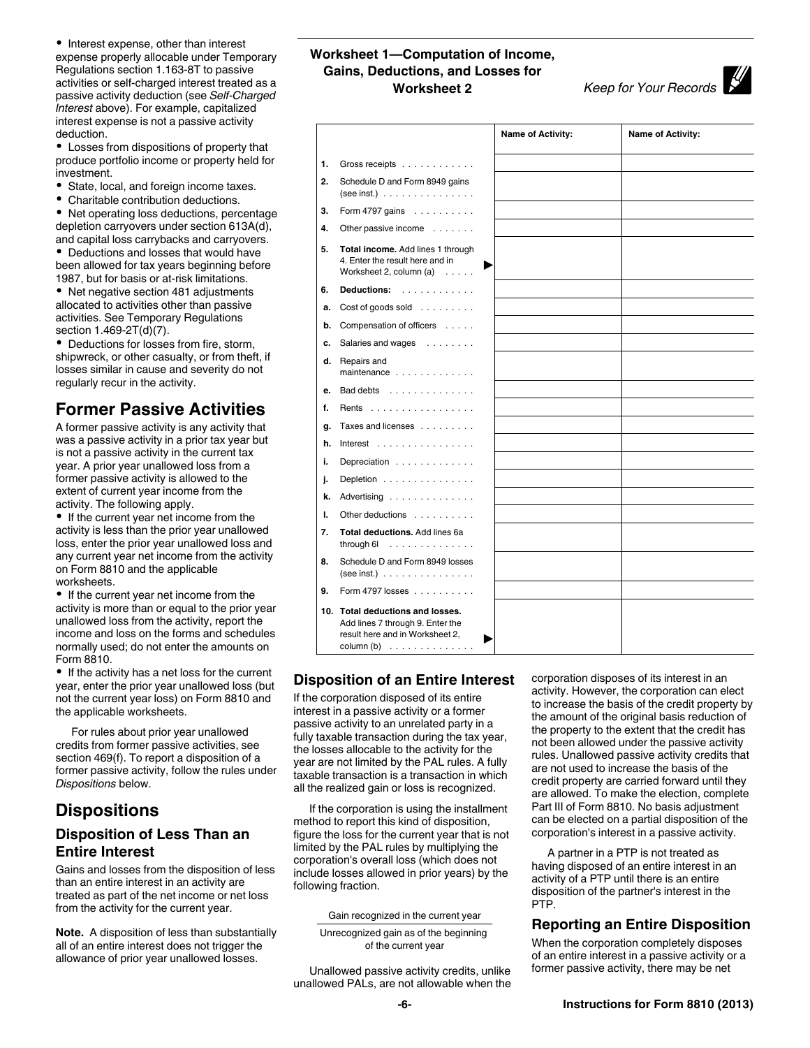- Interest expense, other than interest expense properly allocable under Temporary Regulations section 1.163-8T to passive activities or self-charged interest treated as a passive activity deduction (see *Self-Charged Interest* above). For example, capitalized interest expense is not a passive activity deduction.
- Losses from dispositions of property that produce portfolio income or property held for investment.
- State, local, and foreign income taxes.
- Charitable contribution deductions.
- Net operating loss deductions, percentage depletion carryovers under section 613A(d), and capital loss carrybacks and carryovers.
- Deductions and losses that would have been allowed for tax years beginning before 1987, but for basis or at-risk limitations.
- Net negative section 481 adjustments allocated to activities other than passive activities. See Temporary Regulations section 1.469-2T(d)(7).
- Deductions for losses from fire, storm, shipwreck, or other casualty, or from theft, if losses similar in cause and severity do not regularly recur in the activity.

## Former Passive Activities

A former passive activity is any activity that was a passive activity in a prior tax year but is not a passive activity in the current tax year. A prior year unallowed loss from a former passive activity is allowed to the extent of current year income from the activity. The following apply.

- If the current year net income from the activity is less than the prior year unallowed loss, enter the prior year unallowed loss and any current year net income from the activity on Form 8810 and the applicable worksheets.
- If the current year net income from the activity is more than or equal to the prior year unallowed loss from the activity, report the income and loss on the forms and schedules normally used; do not enter the amounts on Form 8810.
- If the activity has a net loss for the current year, enter the prior year unallowed loss (but not the current year loss) on Form 8810 and the applicable worksheets.

For rules about prior year unallowed credits from former passive activities, see section 469(f). To report a disposition of a former passive activity, follow the rules under *Dispositions* below.

## Dispositions

### Disposition of Less Than an Entire Interest

Gains and losses from the disposition of less than an entire interest in an activity are treated as part of the net income or net loss from the activity for the current year.

**Note.** A disposition of less than substantially all of an entire interest does not trigger the allowance of prior year unallowed losses.

### Worksheet 1—Computation of Income, Gains, Deductions, and Losses for Worksheet 2

*Keep for Your Records*

| | | Name of Activity: | Name of Activity: |
|---|---|---|---|
| **1.** | Gross receipts | | |
| **2.** | Schedule D and Form 8949 gains (see inst.) | | |
| **3.** | Form 4797 gains | | |
| **4.** | Other passive income | | |
| **5.** | **Total income.** Add lines 1 through 4. Enter the result here and in Worksheet 2, column (a) ▶ | | |
| **6.** | **Deductions:** | | |
| **a.** | Cost of goods sold | | |
| **b.** | Compensation of officers | | |
| **c.** | Salaries and wages | | |
| **d.** | Repairs and maintenance | | |
| **e.** | Bad debts | | |
| **f.** | Rents | | |
| **g.** | Taxes and licenses | | |
| **h.** | Interest | | |
| **i.** | Depreciation | | |
| **j.** | Depletion | | |
| **k.** | Advertising | | |
| **l.** | Other deductions | | |
| **7.** | **Total deductions.** Add lines 6a through 6l | | |
| **8.** | Schedule D and Form 8949 losses (see inst.) | | |
| **9.** | Form 4797 losses | | |
| **10.** | **Total deductions and losses.** Add lines 7 through 9. Enter the result here and in Worksheet 2, column (b) ▶ | | |

### Disposition of an Entire Interest

If the corporation disposed of its entire interest in a passive activity or a former passive activity to an unrelated party in a fully taxable transaction during the tax year, the losses allocable to the activity for the year are not limited by the PAL rules. A fully taxable transaction is a transaction in which all the realized gain or loss is recognized.

If the corporation is using the installment method to report this kind of disposition, figure the loss for the current year that is not limited by the PAL rules by multiplying the corporation's overall loss (which does not include losses allowed in prior years) by the following fraction.

$$\frac{\text{Gain recognized in the current year}}{\text{Unrecognized gain as of the beginning of the current year}}$$

Unallowed passive activity credits, unlike unallowed PALs, are not allowable when the corporation disposes of its interest in an activity. However, the corporation can elect to increase the basis of the credit property by the amount of the original basis reduction of the property to the extent that the credit has not been allowed under the passive activity rules. Unallowed passive activity credits that are not used to increase the basis of the credit property are carried forward until they are allowed. To make the election, complete Part III of Form 8810. No basis adjustment can be elected on a partial disposition of the corporation's interest in a passive activity.

A partner in a PTP is not treated as having disposed of an entire interest in an activity of a PTP until there is an entire disposition of the partner's interest in the PTP.

### Reporting an Entire Disposition

When the corporation completely disposes of an entire interest in a passive activity or a former passive activity, there may be net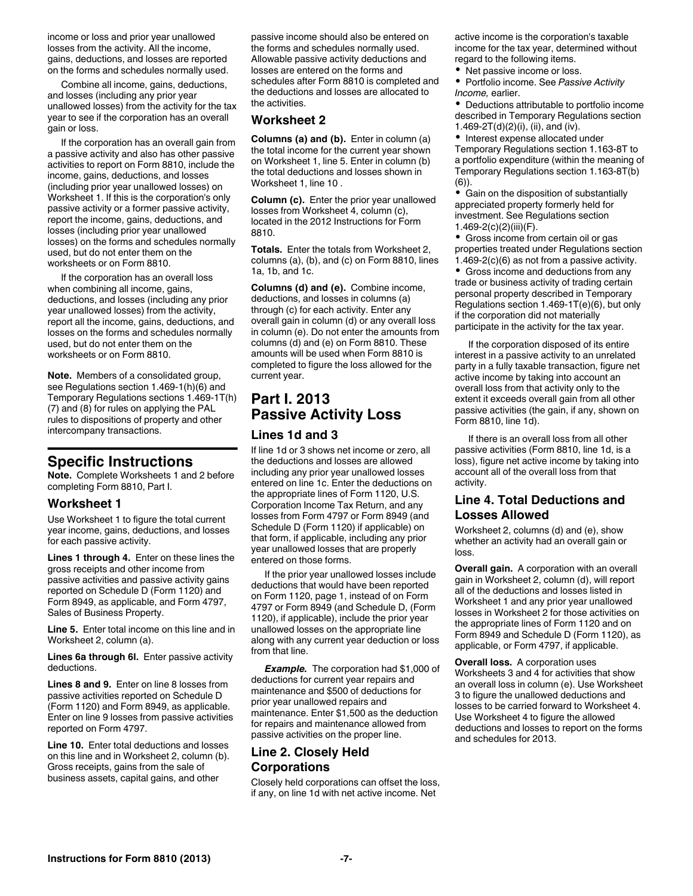income or loss and prior year unallowed losses from the activity. All the income, gains, deductions, and losses are reported on the forms and schedules normally used.

Combine all income, gains, deductions, and losses (including any prior year unallowed losses) from the activity for the tax year to see if the corporation has an overall gain or loss.

If the corporation has an overall gain from a passive activity and also has other passive activities to report on Form 8810, include the income, gains, deductions, and losses (including prior year unallowed losses) on Worksheet 1. If this is the corporation's only passive activity or a former passive activity, report the income, gains, deductions, and losses (including prior year unallowed losses) on the forms and schedules normally used, but do not enter them on the worksheets or on Form 8810.

If the corporation has an overall loss when combining all income, gains, deductions, and losses (including any prior year unallowed losses) from the activity, report all the income, gains, deductions, and losses on the forms and schedules normally used, but do not enter them on the worksheets or on Form 8810.

**Note.** Members of a consolidated group, see Regulations section 1.469-1(h)(6) and Temporary Regulations sections 1.469-1T(h)(7) and (8) for rules on applying the PAL rules to dispositions of property and other intercompany transactions.

## Specific Instructions

**Note.** Complete Worksheets 1 and 2 before completing Form 8810, Part I.

### Worksheet 1

Use Worksheet 1 to figure the total current year income, gains, deductions, and losses for each passive activity.

**Lines 1 through 4.** Enter on these lines the gross receipts and other income from passive activities and passive activity gains reported on Schedule D (Form 1120) and Form 8949, as applicable, and Form 4797, Sales of Business Property.

**Line 5.** Enter total income on this line and in Worksheet 2, column (a).

**Lines 6a through 6l.** Enter passive activity deductions.

**Lines 8 and 9.** Enter on line 8 losses from passive activities reported on Schedule D (Form 1120) and Form 8949, as applicable. Enter on line 9 losses from passive activities reported on Form 4797.

**Line 10.** Enter total deductions and losses on this line and in Worksheet 2, column (b). Gross receipts, gains from the sale of business assets, capital gains, and other passive income should also be entered on the forms and schedules normally used. Allowable passive activity deductions and losses are entered on the forms and schedules after Form 8810 is completed and the deductions and losses are allocated to the activities.

### Worksheet 2

**Columns (a) and (b).** Enter in column (a) the total income for the current year shown on Worksheet 1, line 5. Enter in column (b) the total deductions and losses shown in Worksheet 1, line 10 .

**Column (c).** Enter the prior year unallowed losses from Worksheet 4, column (c), located in the 2012 Instructions for Form 8810.

**Totals.** Enter the totals from Worksheet 2, columns (a), (b), and (c) on Form 8810, lines 1a, 1b, and 1c.

**Columns (d) and (e).** Combine income, deductions, and losses in columns (a) through (c) for each activity. Enter any overall gain in column (d) or any overall loss in column (e). Do not enter the amounts from columns (d) and (e) on Form 8810. These amounts will be used when Form 8810 is completed to figure the loss allowed for the current year.

## Part I. 2013 Passive Activity Loss

### Lines 1d and 3

If line 1d or 3 shows net income or zero, all the deductions and losses are allowed including any prior year unallowed losses entered on line 1c. Enter the deductions on the appropriate lines of Form 1120, U.S. Corporation Income Tax Return, and any losses from Form 4797 or Form 8949 (and Schedule D (Form 1120) if applicable) on that form, if applicable, including any prior year unallowed losses that are properly entered on those forms.

If the prior year unallowed losses include deductions that would have been reported on Form 1120, page 1, instead of on Form 4797 or Form 8949 (and Schedule D, (Form 1120), if applicable), include the prior year unallowed losses on the appropriate line along with any current year deduction or loss from that line.

***Example.*** The corporation had $1,000 of deductions for current year repairs and maintenance and $500 of deductions for prior year unallowed repairs and maintenance. Enter $1,500 as the deduction for repairs and maintenance allowed from passive activities on the proper line.

### Line 2. Closely Held Corporations

Closely held corporations can offset the loss, if any, on line 1d with net active income. Net active income is the corporation's taxable income for the tax year, determined without regard to the following items.

- Net passive income or loss.
- Portfolio income. See *Passive Activity Income,* earlier.
- Deductions attributable to portfolio income described in Temporary Regulations section 1.469-2T(d)(2)(i), (ii), and (iv).
- Interest expense allocated under Temporary Regulations section 1.163-8T to a portfolio expenditure (within the meaning of Temporary Regulations section 1.163-8T(b)(6)).
- Gain on the disposition of substantially appreciated property formerly held for investment. See Regulations section 1.469-2(c)(2)(iii)(F).
- Gross income from certain oil or gas properties treated under Regulations section 1.469-2(c)(6) as not from a passive activity.
- Gross income and deductions from any trade or business activity of trading certain personal property described in Temporary Regulations section 1.469-1T(e)(6), but only if the corporation did not materially participate in the activity for the tax year.

If the corporation disposed of its entire interest in a passive activity to an unrelated party in a fully taxable transaction, figure net active income by taking into account an overall loss from that activity only to the extent it exceeds overall gain from all other passive activities (the gain, if any, shown on Form 8810, line 1d).

If there is an overall loss from all other passive activities (Form 8810, line 1d, is a loss), figure net active income by taking into account all of the overall loss from that activity.

### Line 4. Total Deductions and Losses Allowed

Worksheet 2, columns (d) and (e), show whether an activity had an overall gain or loss.

**Overall gain.** A corporation with an overall gain in Worksheet 2, column (d), will report all of the deductions and losses listed in Worksheet 1 and any prior year unallowed losses in Worksheet 2 for those activities on the appropriate lines of Form 1120 and on Form 8949 and Schedule D (Form 1120), as applicable, or Form 4797, if applicable.

**Overall loss.** A corporation uses Worksheets 3 and 4 for activities that show an overall loss in column (e). Use Worksheet 3 to figure the unallowed deductions and losses to be carried forward to Worksheet 4. Use Worksheet 4 to figure the allowed deductions and losses to report on the forms and schedules for 2013.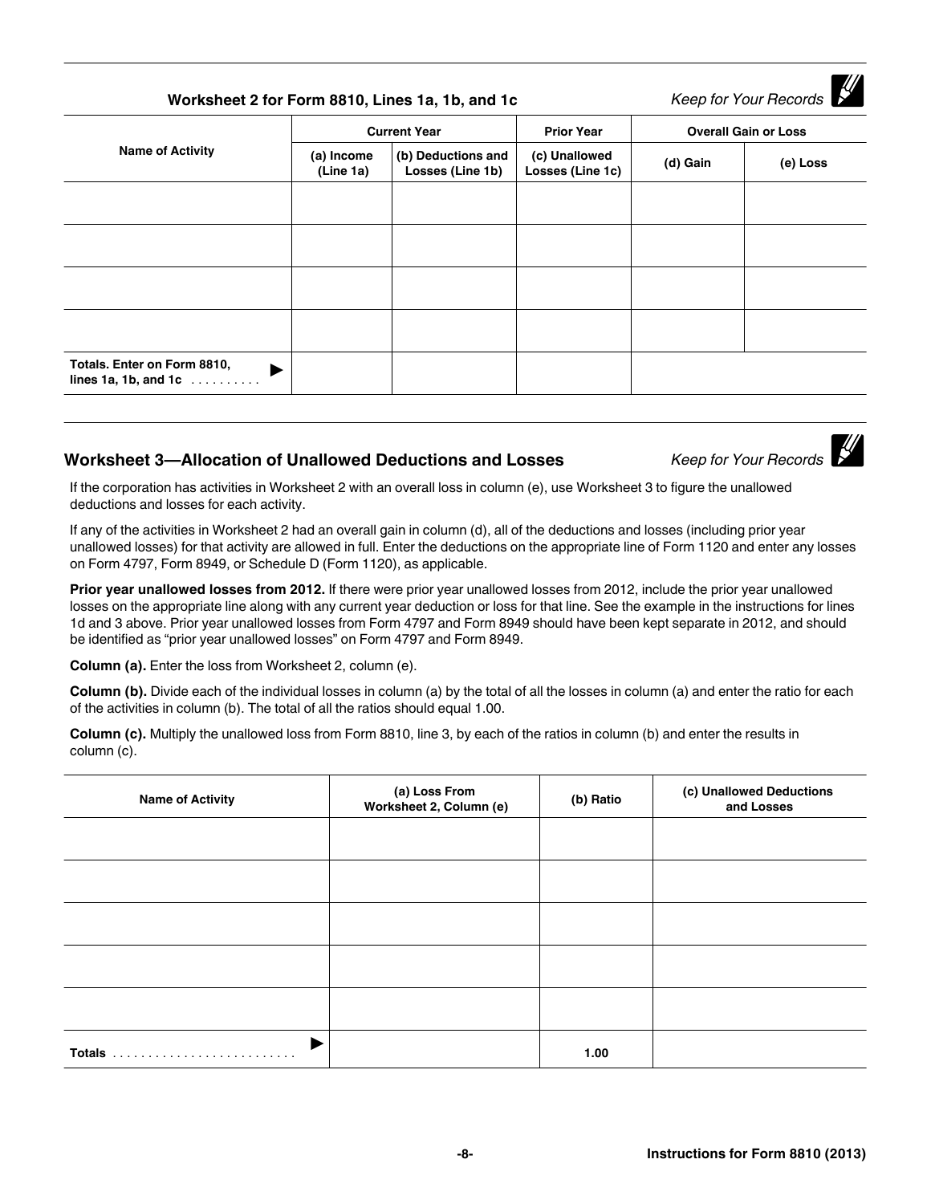## Worksheet 2 for Form 8810, Lines 1a, 1b, and 1c

*Keep for Your Records*

| Name of Activity | Current Year | | Prior Year | Overall Gain or Loss | |
|---|---|---|---|---|---|
| | (a) Income (Line 1a) | (b) Deductions and Losses (Line 1b) | (c) Unallowed Losses (Line 1c) | (d) Gain | (e) Loss |
| | | | | | |
| | | | | | |
| | | | | | |
| | | | | | |
| **Totals. Enter on Form 8810, lines 1a, 1b, and 1c** . . . . . . . . . . ▶ | | | | | |

## Worksheet 3—Allocation of Unallowed Deductions and Losses

*Keep for Your Records*

If the corporation has activities in Worksheet 2 with an overall loss in column (e), use Worksheet 3 to figure the unallowed deductions and losses for each activity.

If any of the activities in Worksheet 2 had an overall gain in column (d), all of the deductions and losses (including prior year unallowed losses) for that activity are allowed in full. Enter the deductions on the appropriate line of Form 1120 and enter any losses on Form 4797, Form 8949, or Schedule D (Form 1120), as applicable.

**Prior year unallowed losses from 2012.** If there were prior year unallowed losses from 2012, include the prior year unallowed losses on the appropriate line along with any current year deduction or loss for that line. See the example in the instructions for lines 1d and 3 above. Prior year unallowed losses from Form 4797 and Form 8949 should have been kept separate in 2012, and should be identified as "prior year unallowed losses" on Form 4797 and Form 8949.

**Column (a).** Enter the loss from Worksheet 2, column (e).

**Column (b).** Divide each of the individual losses in column (a) by the total of all the losses in column (a) and enter the ratio for each of the activities in column (b). The total of all the ratios should equal 1.00.

**Column (c).** Multiply the unallowed loss from Form 8810, line 3, by each of the ratios in column (b) and enter the results in column (c).

| Name of Activity | (a) Loss From Worksheet 2, Column (e) | (b) Ratio | (c) Unallowed Deductions and Losses |
|---|---|---|---|
| | | | |
| | | | |
| | | | |
| | | | |
| | | | |
| **Totals** . . . . . . . . . . . . . . . . . . . . . . . . . . ▶ | | 1.00 | |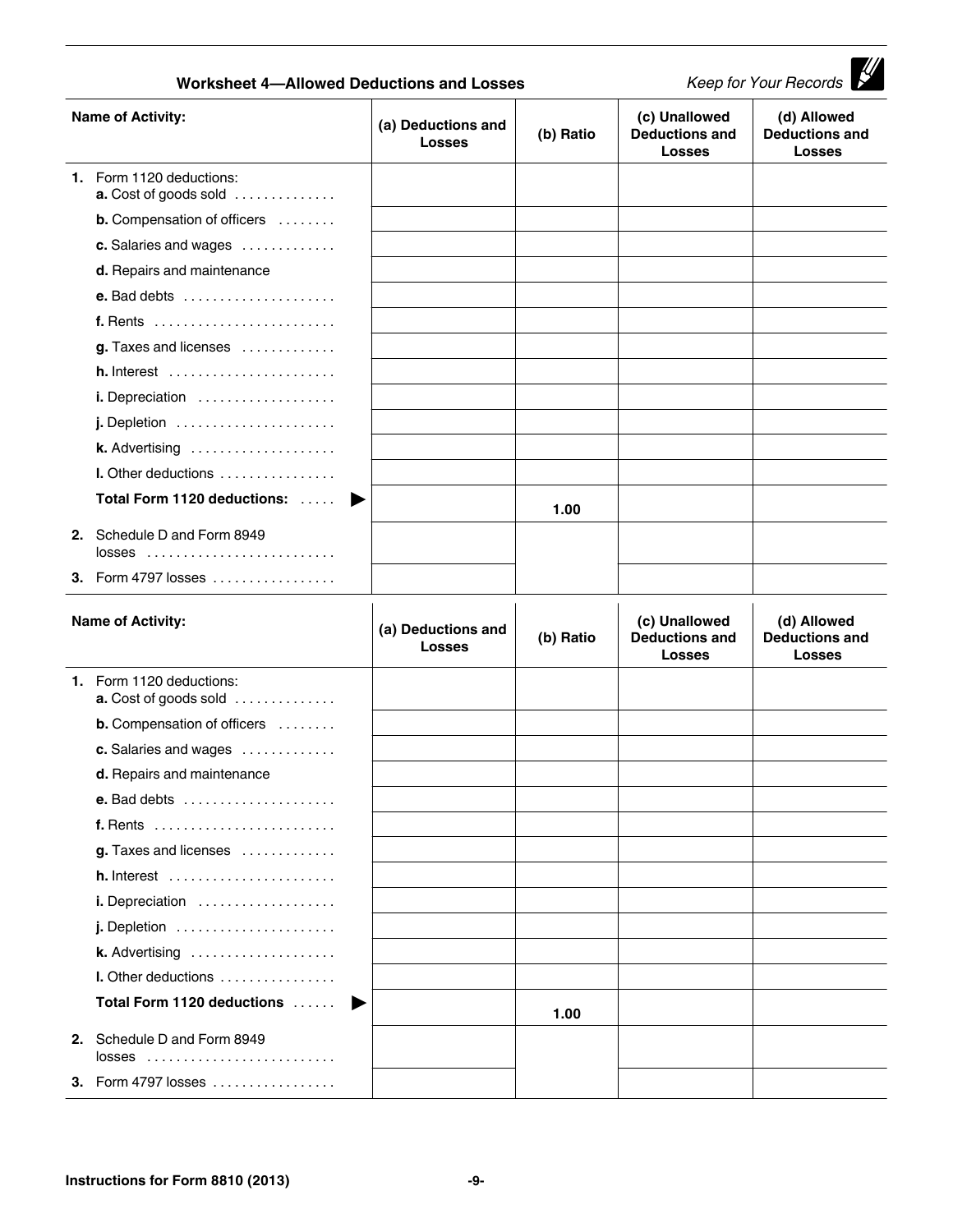## Worksheet 4—Allowed Deductions and Losses

*Keep for Your Records*

| Name of Activity: | (a) Deductions and Losses | (b) Ratio | (c) Unallowed Deductions and Losses | (d) Allowed Deductions and Losses |
|---|---|---|---|---|
| **1.** Form 1120 deductions: **a.** Cost of goods sold | | | | |
| **b.** Compensation of officers | | | | |
| **c.** Salaries and wages | | | | |
| **d.** Repairs and maintenance | | | | |
| **e.** Bad debts | | | | |
| **f.** Rents | | | | |
| **g.** Taxes and licenses | | | | |
| **h.** Interest | | | | |
| **i.** Depreciation | | | | |
| **j.** Depletion | | | | |
| **k.** Advertising | | | | |
| **l.** Other deductions | | | | |
| **Total Form 1120 deductions:** ▶ | | **1.00** | | |
| **2.** Schedule D and Form 8949 losses | | | | |
| **3.** Form 4797 losses | | | | |

| Name of Activity: | (a) Deductions and Losses | (b) Ratio | (c) Unallowed Deductions and Losses | (d) Allowed Deductions and Losses |
|---|---|---|---|---|
| **1.** Form 1120 deductions: **a.** Cost of goods sold | | | | |
| **b.** Compensation of officers | | | | |
| **c.** Salaries and wages | | | | |
| **d.** Repairs and maintenance | | | | |
| **e.** Bad debts | | | | |
| **f.** Rents | | | | |
| **g.** Taxes and licenses | | | | |
| **h.** Interest | | | | |
| **i.** Depreciation | | | | |
| **j.** Depletion | | | | |
| **k.** Advertising | | | | |
| **l.** Other deductions | | | | |
| **Total Form 1120 deductions** ▶ | | **1.00** | | |
| **2.** Schedule D and Form 8949 losses | | | | |
| **3.** Form 4797 losses | | | | |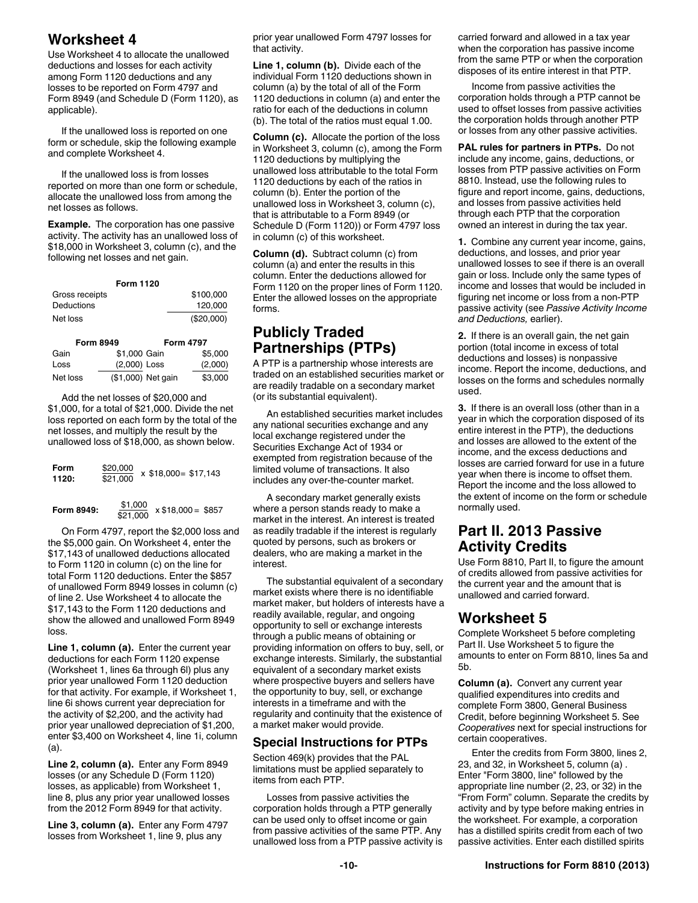## Worksheet 4

Use Worksheet 4 to allocate the unallowed deductions and losses for each activity among Form 1120 deductions and any losses to be reported on Form 4797 and Form 8949 (and Schedule D (Form 1120), as applicable).

If the unallowed loss is reported on one form or schedule, skip the following example and complete Worksheet 4.

If the unallowed loss is from losses reported on more than one form or schedule, allocate the unallowed loss from among the net losses as follows.

**Example.** The corporation has one passive activity. The activity has an unallowed loss of $18,000 in Worksheet 3, column (c), and the following net losses and net gain.

| Form 1120 | |
|---|---|
| Gross receipts | $100,000 |
| Deductions | 120,000 |
| Net loss | ($20,000) |

| Form 8949 | | Form 4797 | |
|---|---|---|---|
| Gain | $1,000 | Gain | $5,000 |
| Loss | (2,000) | Loss | (2,000) |
| Net loss | ($1,000) | Net gain | $3,000 |

Add the net losses of $20,000 and $1,000, for a total of $21,000. Divide the net loss reported on each form by the total of the net losses, and multiply the result by the unallowed loss of $18,000, as shown below.

**Form 1120:** $\frac{\$20{,}000}{\$21{,}000} \times \$18{,}000 = \$17{,}143$

**Form 8949:** $\frac{\$1{,}000}{\$21{,}000} \times \$18{,}000 = \$857$

On Form 4797, report the $2,000 loss and the $5,000 gain. On Worksheet 4, enter the $17,143 of unallowed deductions allocated to Form 1120 in column (c) on the line for total Form 1120 deductions. Enter the $857 of unallowed Form 8949 losses in column (c) of line 2. Use Worksheet 4 to allocate the $17,143 to the Form 1120 deductions and show the allowed and unallowed Form 8949 loss.

**Line 1, column (a).** Enter the current year deductions for each Form 1120 expense (Worksheet 1, lines 6a through 6l) plus any prior year unallowed Form 1120 deduction for that activity. For example, if Worksheet 1, line 6i shows current year depreciation for the activity of $2,200, and the activity had prior year unallowed depreciation of $1,200, enter $3,400 on Worksheet 4, line 1i, column (a).

**Line 2, column (a).** Enter any Form 8949 losses (or any Schedule D (Form 1120) losses, as applicable) from Worksheet 1, line 8, plus any prior year unallowed losses from the 2012 Form 8949 for that activity.

**Line 3, column (a).** Enter any Form 4797 losses from Worksheet 1, line 9, plus any prior year unallowed Form 4797 losses for that activity.

**Line 1, column (b).** Divide each of the individual Form 1120 deductions shown in column (a) by the total of all of the Form 1120 deductions in column (a) and enter the ratio for each of the deductions in column (b). The total of the ratios must equal 1.00.

**Column (c).** Allocate the portion of the loss in Worksheet 3, column (c), among the Form 1120 deductions by multiplying the unallowed loss attributable to the total Form 1120 deductions by each of the ratios in column (b). Enter the portion of the unallowed loss in Worksheet 3, column (c), that is attributable to a Form 8949 (or Schedule D (Form 1120)) or Form 4797 loss in column (c) of this worksheet.

**Column (d).** Subtract column (c) from column (a) and enter the results in this column. Enter the deductions allowed for Form 1120 on the proper lines of Form 1120. Enter the allowed losses on the appropriate forms.

## Publicly Traded Partnerships (PTPs)

A PTP is a partnership whose interests are traded on an established securities market or are readily tradable on a secondary market (or its substantial equivalent).

An established securities market includes any national securities exchange and any local exchange registered under the Securities Exchange Act of 1934 or exempted from registration because of the limited volume of transactions. It also includes any over-the-counter market.

A secondary market generally exists where a person stands ready to make a market in the interest. An interest is treated as readily tradable if the interest is regularly quoted by persons, such as brokers or dealers, who are making a market in the interest.

The substantial equivalent of a secondary market exists where there is no identifiable market maker, but holders of interests have a readily available, regular, and ongoing opportunity to sell or exchange interests through a public means of obtaining or providing information on offers to buy, sell, or exchange interests. Similarly, the substantial equivalent of a secondary market exists where prospective buyers and sellers have the opportunity to buy, sell, or exchange interests in a timeframe and with the regularity and continuity that the existence of a market maker would provide.

### Special Instructions for PTPs

Section 469(k) provides that the PAL limitations must be applied separately to items from each PTP.

Losses from passive activities the corporation holds through a PTP generally can be used only to offset income or gain from passive activities of the same PTP. Any unallowed loss from a PTP passive activity is carried forward and allowed in a tax year when the corporation has passive income from the same PTP or when the corporation disposes of its entire interest in that PTP.

Income from passive activities the corporation holds through a PTP cannot be used to offset losses from passive activities the corporation holds through another PTP or losses from any other passive activities.

**PAL rules for partners in PTPs.** Do not include any income, gains, deductions, or losses from PTP passive activities on Form 8810. Instead, use the following rules to figure and report income, gains, deductions, and losses from passive activities held through each PTP that the corporation owned an interest in during the tax year.

**1.** Combine any current year income, gains, deductions, and losses, and prior year unallowed losses to see if there is an overall gain or loss. Include only the same types of income and losses that would be included in figuring net income or loss from a non-PTP passive activity (see *Passive Activity Income and Deductions,* earlier).

**2.** If there is an overall gain, the net gain portion (total income in excess of total deductions and losses) is nonpassive income. Report the income, deductions, and losses on the forms and schedules normally used.

**3.** If there is an overall loss (other than in a year in which the corporation disposed of its entire interest in the PTP), the deductions and losses are allowed to the extent of the income, and the excess deductions and losses are carried forward for use in a future year when there is income to offset them. Report the income and the loss allowed to the extent of income on the form or schedule normally used.

## Part II. 2013 Passive Activity Credits

Use Form 8810, Part II, to figure the amount of credits allowed from passive activities for the current year and the amount that is unallowed and carried forward.

## Worksheet 5

Complete Worksheet 5 before completing Part II. Use Worksheet 5 to figure the amounts to enter on Form 8810, lines 5a and 5b.

**Column (a).** Convert any current year qualified expenditures into credits and complete Form 3800, General Business Credit, before beginning Worksheet 5. See *Cooperatives* next for special instructions for certain cooperatives.

Enter the credits from Form 3800, lines 2, 23, and 32, in Worksheet 5, column (a) . Enter "Form 3800, line" followed by the appropriate line number (2, 23, or 32) in the "From Form" column. Separate the credits by activity and by type before making entries in the worksheet. For example, a corporation has a distilled spirits credit from each of two passive activities. Enter each distilled spirits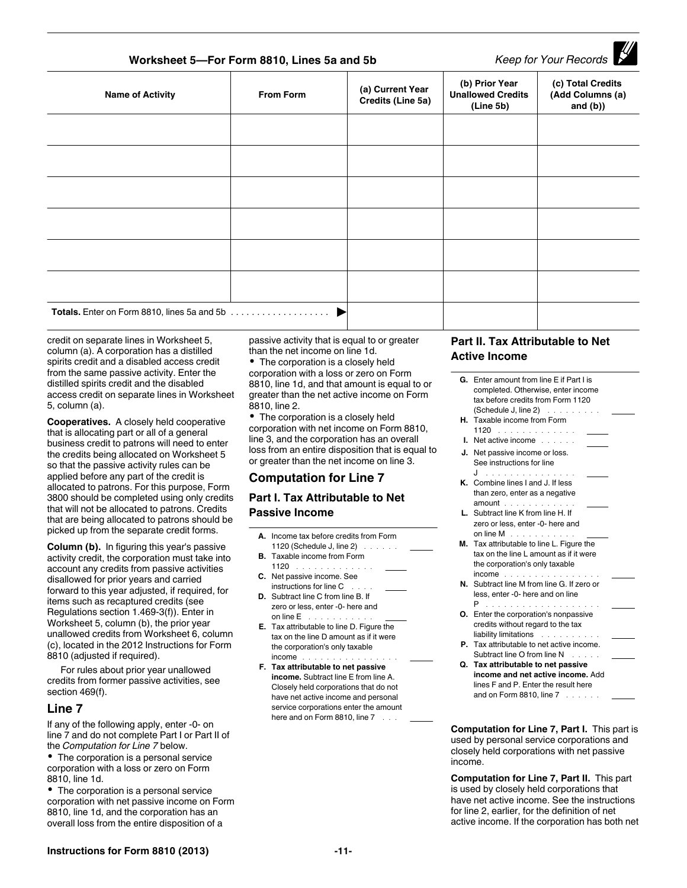## Worksheet 5—For Form 8810, Lines 5a and 5b

*Keep for Your Records*

| Name of Activity | From Form | (a) Current Year Credits (Line 5a) | (b) Prior Year Unallowed Credits (Line 5b) | (c) Total Credits (Add Columns (a) and (b)) |
|---|---|---|---|---|
| | | | | |
| | | | | |
| | | | | |
| | | | | |
| | | | | |
| | | | | |
| **Totals.** Enter on Form 8810, lines 5a and 5b . . . . . . . . . . . . . . . . . . ▶ | | | | |

credit on separate lines in Worksheet 5, column (a). A corporation has a distilled spirits credit and a disabled access credit from the same passive activity. Enter the distilled spirits credit and the disabled access credit on separate lines in Worksheet 5, column (a).

**Cooperatives.** A closely held cooperative that is allocating part or all of a general business credit to patrons will need to enter the credits being allocated on Worksheet 5 so that the passive activity rules can be applied before any part of the credit is allocated to patrons. For this purpose, Form 3800 should be completed using only credits that will not be allocated to patrons. Credits that are being allocated to patrons should be picked up from the separate credit forms.

**Column (b).** In figuring this year's passive activity credit, the corporation must take into account any credits from passive activities disallowed for prior years and carried forward to this year adjusted, if required, for items such as recaptured credits (see Regulations section 1.469-3(f)). Enter in Worksheet 5, column (b), the prior year unallowed credits from Worksheet 6, column (c), located in the 2012 Instructions for Form 8810 (adjusted if required).

For rules about prior year unallowed credits from former passive activities, see section 469(f).

## Line 7

If any of the following apply, enter -0- on line 7 and do not complete Part I or Part II of the *Computation for Line 7* below.

- The corporation is a personal service corporation with a loss or zero on Form 8810, line 1d.
- The corporation is a personal service corporation with net passive income on Form 8810, line 1d, and the corporation has an overall loss from the entire disposition of a passive activity that is equal to or greater than the net income on line 1d.
- The corporation is a closely held corporation with a loss or zero on Form 8810, line 1d, and that amount is equal to or greater than the net active income on Form 8810, line 2.
- The corporation is a closely held corporation with net income on Form 8810, line 3, and the corporation has an overall loss from an entire disposition that is equal to or greater than the net income on line 3.

## Computation for Line 7

### Part I. Tax Attributable to Net Passive Income

**A.** Income tax before credits from Form 1120 (Schedule J, line 2) . . . . . . ______

**B.** Taxable income from Form 1120 . . . . . . . . . . . . ______

**C.** Net passive income. See instructions for line C . . . . ______

**D.** Subtract line C from line B. If zero or less, enter -0- here and on line E . . . . . . . . . . . ______

**E.** Tax attributable to line D. Figure the tax on the line D amount as if it were the corporation's only taxable income . . . . . . . . . . . . . . . . ______

**F. Tax attributable to net passive income.** Subtract line E from line A. Closely held corporations that do not have net active income and personal service corporations enter the amount here and on Form 8810, line 7 . . . ______

### Part II. Tax Attributable to Net Active Income

**G.** Enter amount from line E if Part I is completed. Otherwise, enter income tax before credits from Form 1120 (Schedule J, line 2) . . . . . . . . . ______

**H.** Taxable income from Form 1120 . . . . . . . . . . . . ______

**I.** Net active income . . . . . . ______

**J.** Net passive income or loss. See instructions for line J . . . . . . . . . . . . . . . ______

**K.** Combine lines I and J. If less than zero, enter as a negative amount . . . . . . . . . . . ______

**L.** Subtract line K from line H. If zero or less, enter -0- here and on line M . . . . . . . . . . . ______

**M.** Tax attributable to line L. Figure the tax on the line L amount as if it were the corporation's only taxable income . . . . . . . . . . . . . . . . ______

**N.** Subtract line M from line G. If zero or less, enter -0- here and on line P . . . . . . . . . . . . . . . . . . . ______

**O.** Enter the corporation's nonpassive credits without regard to the tax liability limitations . . . . . . . . . ______

**P.** Tax attributable to net active income. Subtract line O from line N . . . . . ______

**Q. Tax attributable to net passive income and net active income.** Add lines F and P. Enter the result here and on Form 8810, line 7 . . . . . . ______

**Computation for Line 7, Part I.** This part is used by personal service corporations and closely held corporations with net passive income.

**Computation for Line 7, Part II.** This part is used by closely held corporations that have net active income. See the instructions for line 2, earlier, for the definition of net active income. If the corporation has both net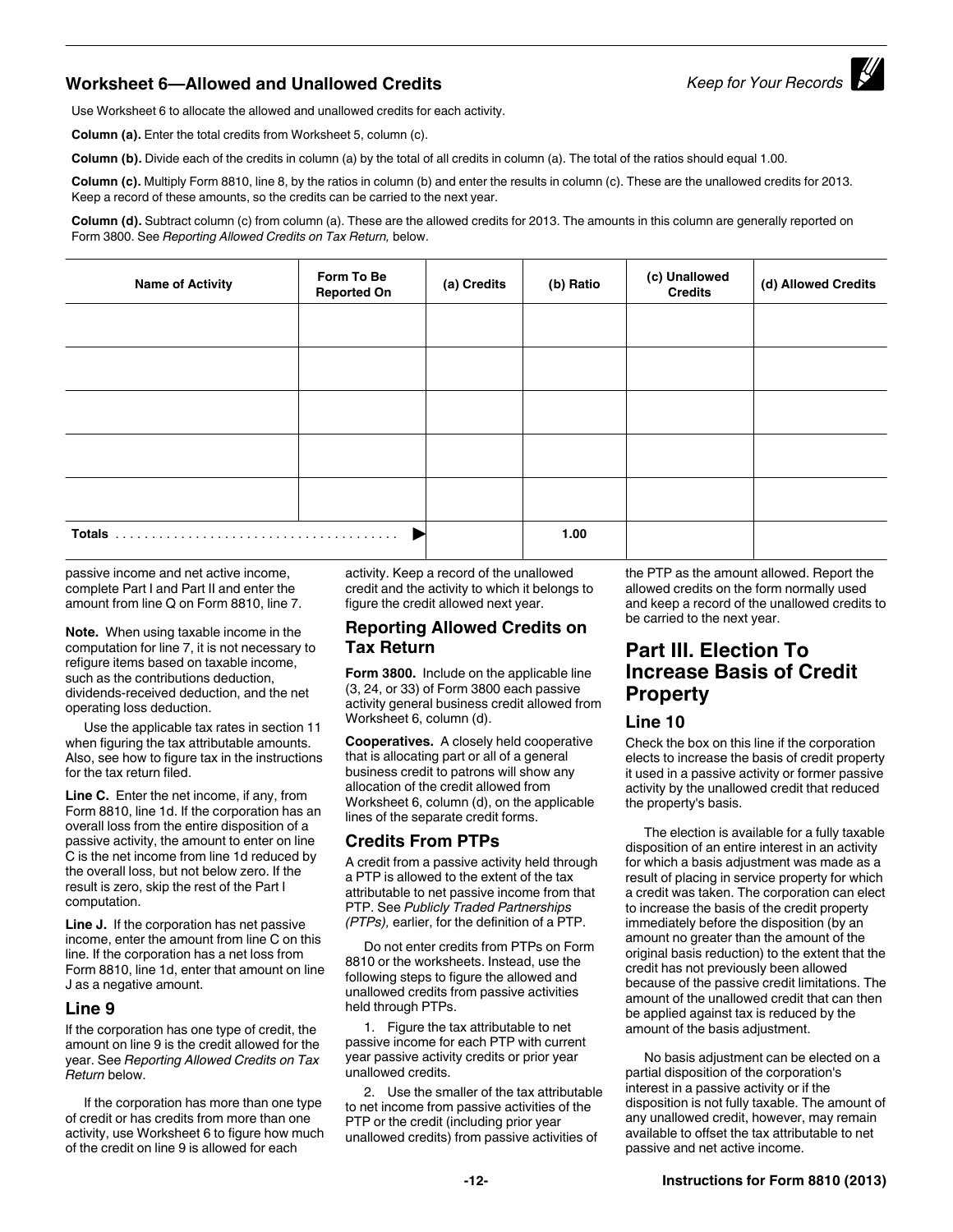## Worksheet 6—Allowed and Unallowed Credits

*Keep for Your Records*

Use Worksheet 6 to allocate the allowed and unallowed credits for each activity.

**Column (a).** Enter the total credits from Worksheet 5, column (c).

**Column (b).** Divide each of the credits in column (a) by the total of all credits in column (a). The total of the ratios should equal 1.00.

**Column (c).** Multiply Form 8810, line 8, by the ratios in column (b) and enter the results in column (c). These are the unallowed credits for 2013. Keep a record of these amounts, so the credits can be carried to the next year.

**Column (d).** Subtract column (c) from column (a). These are the allowed credits for 2013. The amounts in this column are generally reported on Form 3800. See *Reporting Allowed Credits on Tax Return,* below.

| Name of Activity | Form To Be Reported On | (a) Credits | (b) Ratio | (c) Unallowed Credits | (d) Allowed Credits |
|---|---|---|---|---|---|
| | | | | | |
| | | | | | |
| | | | | | |
| | | | | | |
| | | | | | |
| **Totals** . . . . . . . . . . . . . . . . . . . . . . . . . . . . . . . . . . . . . ▶ | | | 1.00 | | |

passive income and net active income, complete Part I and Part II and enter the amount from line Q on Form 8810, line 7.

**Note.** When using taxable income in the computation for line 7, it is not necessary to refigure items based on taxable income, such as the contributions deduction, dividends-received deduction, and the net operating loss deduction.

Use the applicable tax rates in section 11 when figuring the tax attributable amounts. Also, see how to figure tax in the instructions for the tax return filed.

**Line C.** Enter the net income, if any, from Form 8810, line 1d. If the corporation has an overall loss from the entire disposition of a passive activity, the amount to enter on line C is the net income from line 1d reduced by the overall loss, but not below zero. If the result is zero, skip the rest of the Part I computation.

**Line J.** If the corporation has net passive income, enter the amount from line C on this line. If the corporation has a net loss from Form 8810, line 1d, enter that amount on line J as a negative amount.

### Line 9

If the corporation has one type of credit, the amount on line 9 is the credit allowed for the year. See *Reporting Allowed Credits on Tax Return* below.

If the corporation has more than one type of credit or has credits from more than one activity, use Worksheet 6 to figure how much of the credit on line 9 is allowed for each activity. Keep a record of the unallowed credit and the activity to which it belongs to figure the credit allowed next year.

### Reporting Allowed Credits on Tax Return

**Form 3800.** Include on the applicable line (3, 24, or 33) of Form 3800 each passive activity general business credit allowed from Worksheet 6, column (d).

**Cooperatives.** A closely held cooperative that is allocating part or all of a general business credit to patrons will show any allocation of the credit allowed from Worksheet 6, column (d), on the applicable lines of the separate credit forms.

### Credits From PTPs

A credit from a passive activity held through a PTP is allowed to the extent of the tax attributable to net passive income from that PTP. See *Publicly Traded Partnerships (PTPs),* earlier, for the definition of a PTP.

Do not enter credits from PTPs on Form 8810 or the worksheets. Instead, use the following steps to figure the allowed and unallowed credits from passive activities held through PTPs.

1. Figure the tax attributable to net passive income for each PTP with current year passive activity credits or prior year unallowed credits.

2. Use the smaller of the tax attributable to net income from passive activities of the PTP or the credit (including prior year unallowed credits) from passive activities of the PTP as the amount allowed. Report the allowed credits on the form normally used and keep a record of the unallowed credits to be carried to the next year.

## Part III. Election To Increase Basis of Credit Property

### Line 10

Check the box on this line if the corporation elects to increase the basis of credit property it used in a passive activity or former passive activity by the unallowed credit that reduced the property's basis.

The election is available for a fully taxable disposition of an entire interest in an activity for which a basis adjustment was made as a result of placing in service property for which a credit was taken. The corporation can elect to increase the basis of the credit property immediately before the disposition (by an amount no greater than the amount of the original basis reduction) to the extent that the credit has not previously been allowed because of the passive credit limitations. The amount of the unallowed credit that can then be applied against tax is reduced by the amount of the basis adjustment.

No basis adjustment can be elected on a partial disposition of the corporation's interest in a passive activity or if the disposition is not fully taxable. The amount of any unallowed credit, however, may remain available to offset the tax attributable to net passive and net active income.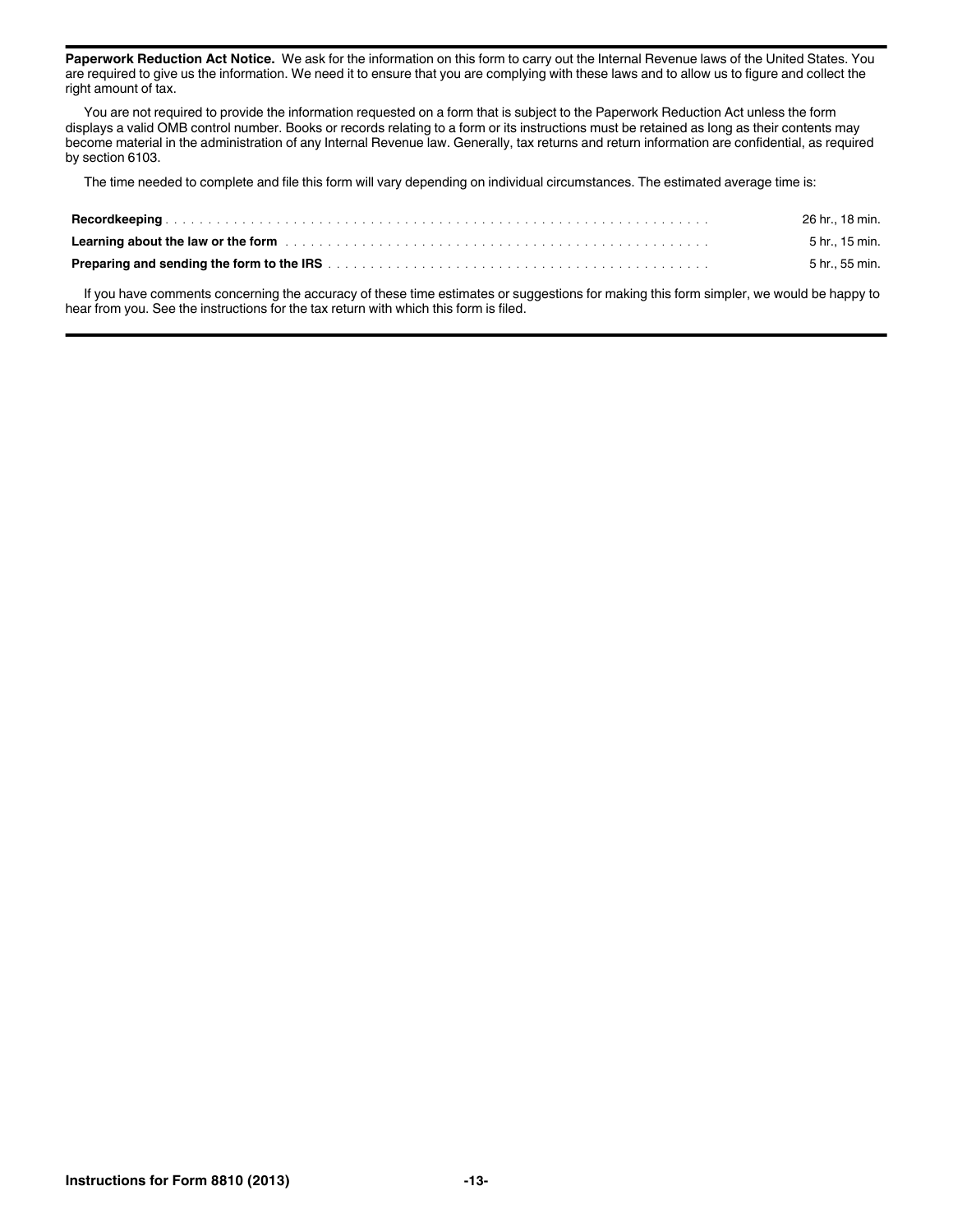**Paperwork Reduction Act Notice.** We ask for the information on this form to carry out the Internal Revenue laws of the United States. You are required to give us the information. We need it to ensure that you are complying with these laws and to allow us to figure and collect the right amount of tax.

You are not required to provide the information requested on a form that is subject to the Paperwork Reduction Act unless the form displays a valid OMB control number. Books or records relating to a form or its instructions must be retained as long as their contents may become material in the administration of any Internal Revenue law. Generally, tax returns and return information are confidential, as required by section 6103.

The time needed to complete and file this form will vary depending on individual circumstances. The estimated average time is:

| | |
|---|---|
| **Recordkeeping** | 26 hr., 18 min. |
| **Learning about the law or the form** | 5 hr., 15 min. |
| **Preparing and sending the form to the IRS** | 5 hr., 55 min. |

If you have comments concerning the accuracy of these time estimates or suggestions for making this form simpler, we would be happy to hear from you. See the instructions for the tax return with which this form is filed.